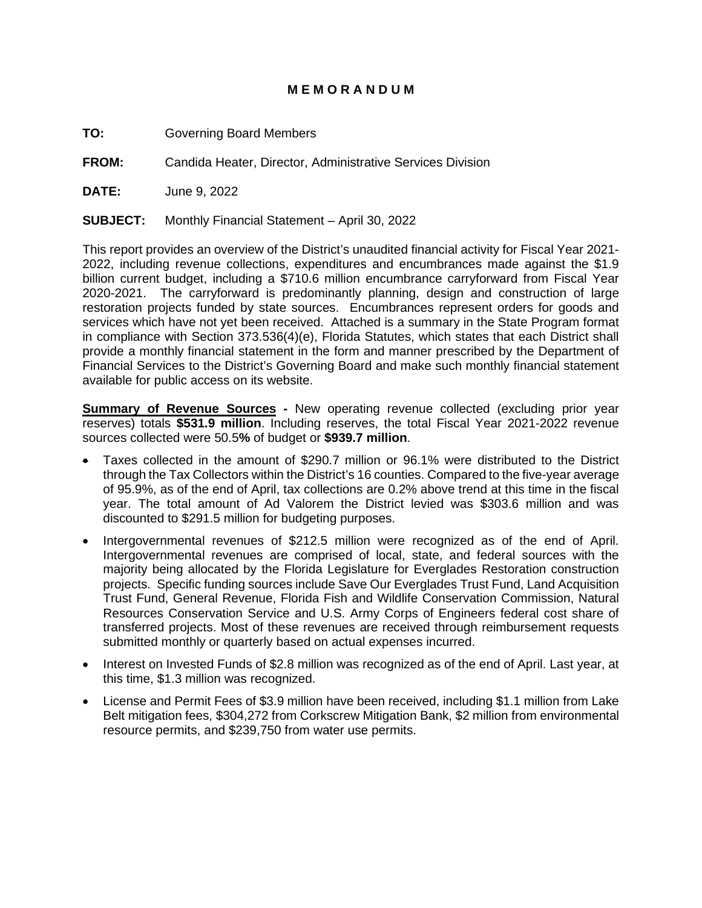# MEMORANDUM

**TO:** Governing Board Members

**FROM:** Candida Heater, Director, Administrative Services Division

**DATE:** June 9, 2022

**SUBJECT:** Monthly Financial Statement – April 30, 2022

This report provides an overview of the District's unaudited financial activity for Fiscal Year 2021-2022, including revenue collections, expenditures and encumbrances made against the $1.9 billion current budget, including a $710.6 million encumbrance carryforward from Fiscal Year 2020-2021. The carryforward is predominantly planning, design and construction of large restoration projects funded by state sources. Encumbrances represent orders for goods and services which have not yet been received. Attached is a summary in the State Program format in compliance with Section 373.536(4)(e), Florida Statutes, which states that each District shall provide a monthly financial statement in the form and manner prescribed by the Department of Financial Services to the District's Governing Board and make such monthly financial statement available for public access on its website.

**Summary of Revenue Sources -** New operating revenue collected (excluding prior year reserves) totals **$531.9 million**. Including reserves, the total Fiscal Year 2021-2022 revenue sources collected were 50.5**%** of budget or **$939.7 million**.

- Taxes collected in the amount of $290.7 million or 96.1% were distributed to the District through the Tax Collectors within the District's 16 counties. Compared to the five-year average of 95.9%, as of the end of April, tax collections are 0.2% above trend at this time in the fiscal year. The total amount of Ad Valorem the District levied was $303.6 million and was discounted to $291.5 million for budgeting purposes.
- Intergovernmental revenues of $212.5 million were recognized as of the end of April. Intergovernmental revenues are comprised of local, state, and federal sources with the majority being allocated by the Florida Legislature for Everglades Restoration construction projects. Specific funding sources include Save Our Everglades Trust Fund, Land Acquisition Trust Fund, General Revenue, Florida Fish and Wildlife Conservation Commission, Natural Resources Conservation Service and U.S. Army Corps of Engineers federal cost share of transferred projects. Most of these revenues are received through reimbursement requests submitted monthly or quarterly based on actual expenses incurred.
- Interest on Invested Funds of $2.8 million was recognized as of the end of April. Last year, at this time, $1.3 million was recognized.
- License and Permit Fees of $3.9 million have been received, including $1.1 million from Lake Belt mitigation fees, $304,272 from Corkscrew Mitigation Bank, $2 million from environmental resource permits, and $239,750 from water use permits.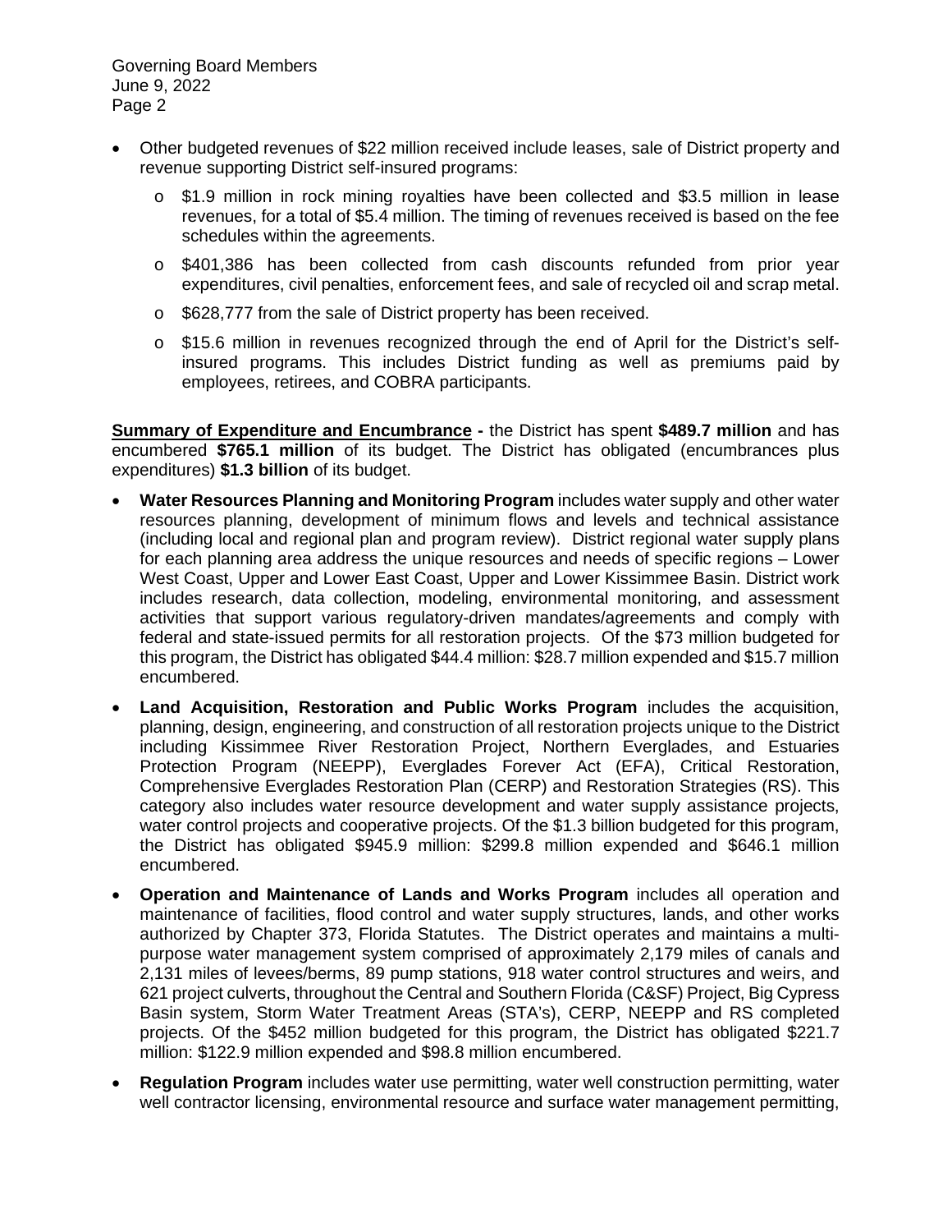- Other budgeted revenues of $22 million received include leases, sale of District property and revenue supporting District self-insured programs:
  - $1.9 million in rock mining royalties have been collected and $3.5 million in lease revenues, for a total of $5.4 million. The timing of revenues received is based on the fee schedules within the agreements.
  - $401,386 has been collected from cash discounts refunded from prior year expenditures, civil penalties, enforcement fees, and sale of recycled oil and scrap metal.
  - $628,777 from the sale of District property has been received.
  - $15.6 million in revenues recognized through the end of April for the District's self-insured programs. This includes District funding as well as premiums paid by employees, retirees, and COBRA participants.

**Summary of Expenditure and Encumbrance -** the District has spent **$489.7 million** and has encumbered **$765.1 million** of its budget. The District has obligated (encumbrances plus expenditures) **$1.3 billion** of its budget.

- **Water Resources Planning and Monitoring Program** includes water supply and other water resources planning, development of minimum flows and levels and technical assistance (including local and regional plan and program review). District regional water supply plans for each planning area address the unique resources and needs of specific regions – Lower West Coast, Upper and Lower East Coast, Upper and Lower Kissimmee Basin. District work includes research, data collection, modeling, environmental monitoring, and assessment activities that support various regulatory-driven mandates/agreements and comply with federal and state-issued permits for all restoration projects. Of the $73 million budgeted for this program, the District has obligated $44.4 million: $28.7 million expended and $15.7 million encumbered.
- **Land Acquisition, Restoration and Public Works Program** includes the acquisition, planning, design, engineering, and construction of all restoration projects unique to the District including Kissimmee River Restoration Project, Northern Everglades, and Estuaries Protection Program (NEEPP), Everglades Forever Act (EFA), Critical Restoration, Comprehensive Everglades Restoration Plan (CERP) and Restoration Strategies (RS). This category also includes water resource development and water supply assistance projects, water control projects and cooperative projects. Of the $1.3 billion budgeted for this program, the District has obligated $945.9 million: $299.8 million expended and $646.1 million encumbered.
- **Operation and Maintenance of Lands and Works Program** includes all operation and maintenance of facilities, flood control and water supply structures, lands, and other works authorized by Chapter 373, Florida Statutes. The District operates and maintains a multi-purpose water management system comprised of approximately 2,179 miles of canals and 2,131 miles of levees/berms, 89 pump stations, 918 water control structures and weirs, and 621 project culverts, throughout the Central and Southern Florida (C&SF) Project, Big Cypress Basin system, Storm Water Treatment Areas (STA's), CERP, NEEPP and RS completed projects. Of the $452 million budgeted for this program, the District has obligated $221.7 million: $122.9 million expended and $98.8 million encumbered.
- **Regulation Program** includes water use permitting, water well construction permitting, water well contractor licensing, environmental resource and surface water management permitting,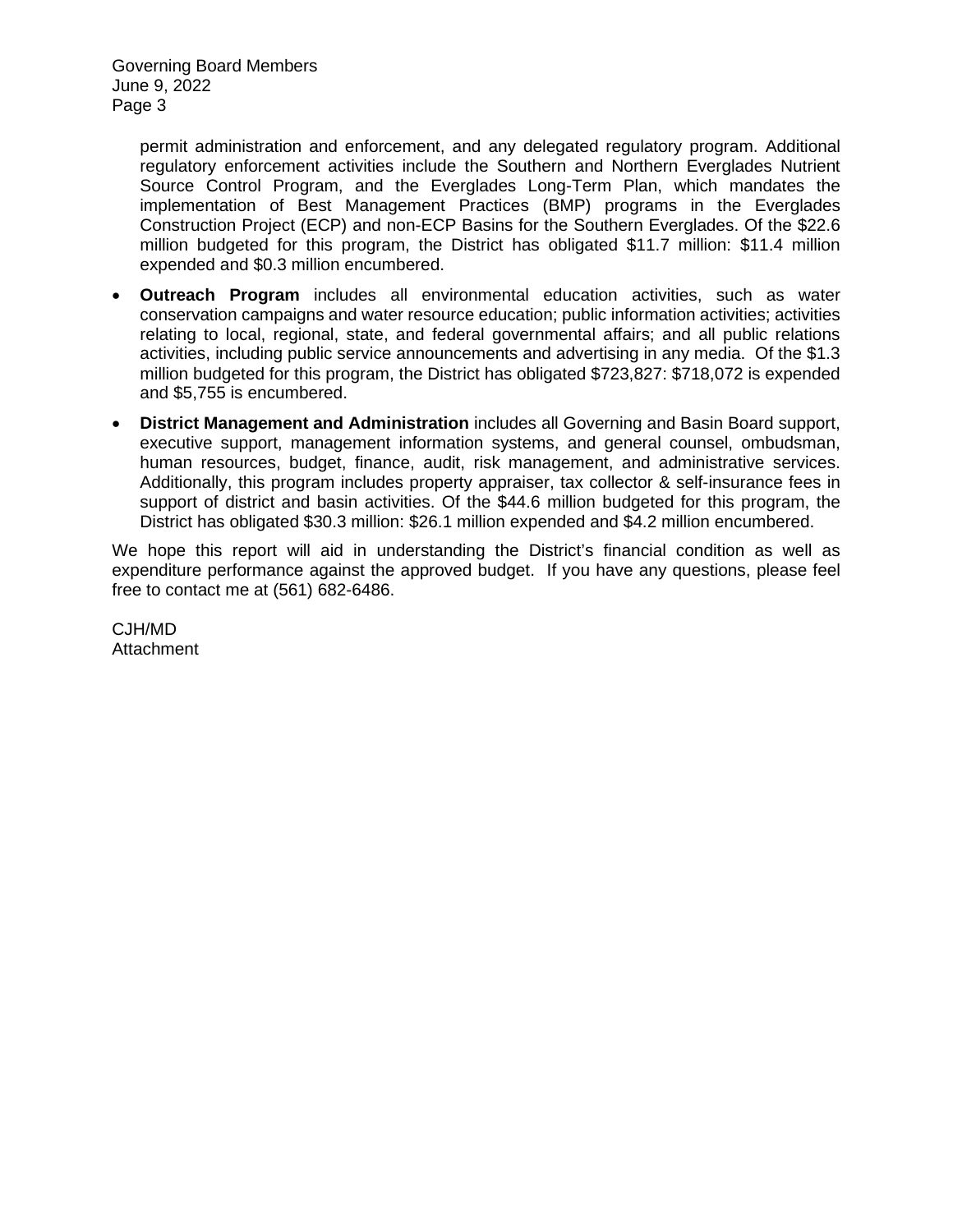permit administration and enforcement, and any delegated regulatory program. Additional regulatory enforcement activities include the Southern and Northern Everglades Nutrient Source Control Program, and the Everglades Long-Term Plan, which mandates the implementation of Best Management Practices (BMP) programs in the Everglades Construction Project (ECP) and non-ECP Basins for the Southern Everglades. Of the $22.6 million budgeted for this program, the District has obligated $11.7 million: $11.4 million expended and $0.3 million encumbered.

- **Outreach Program** includes all environmental education activities, such as water conservation campaigns and water resource education; public information activities; activities relating to local, regional, state, and federal governmental affairs; and all public relations activities, including public service announcements and advertising in any media. Of the $1.3 million budgeted for this program, the District has obligated $723,827: $718,072 is expended and $5,755 is encumbered.
- **District Management and Administration** includes all Governing and Basin Board support, executive support, management information systems, and general counsel, ombudsman, human resources, budget, finance, audit, risk management, and administrative services. Additionally, this program includes property appraiser, tax collector & self-insurance fees in support of district and basin activities. Of the $44.6 million budgeted for this program, the District has obligated $30.3 million: $26.1 million expended and $4.2 million encumbered.

We hope this report will aid in understanding the District's financial condition as well as expenditure performance against the approved budget. If you have any questions, please feel free to contact me at (561) 682-6486.

CJH/MD
Attachment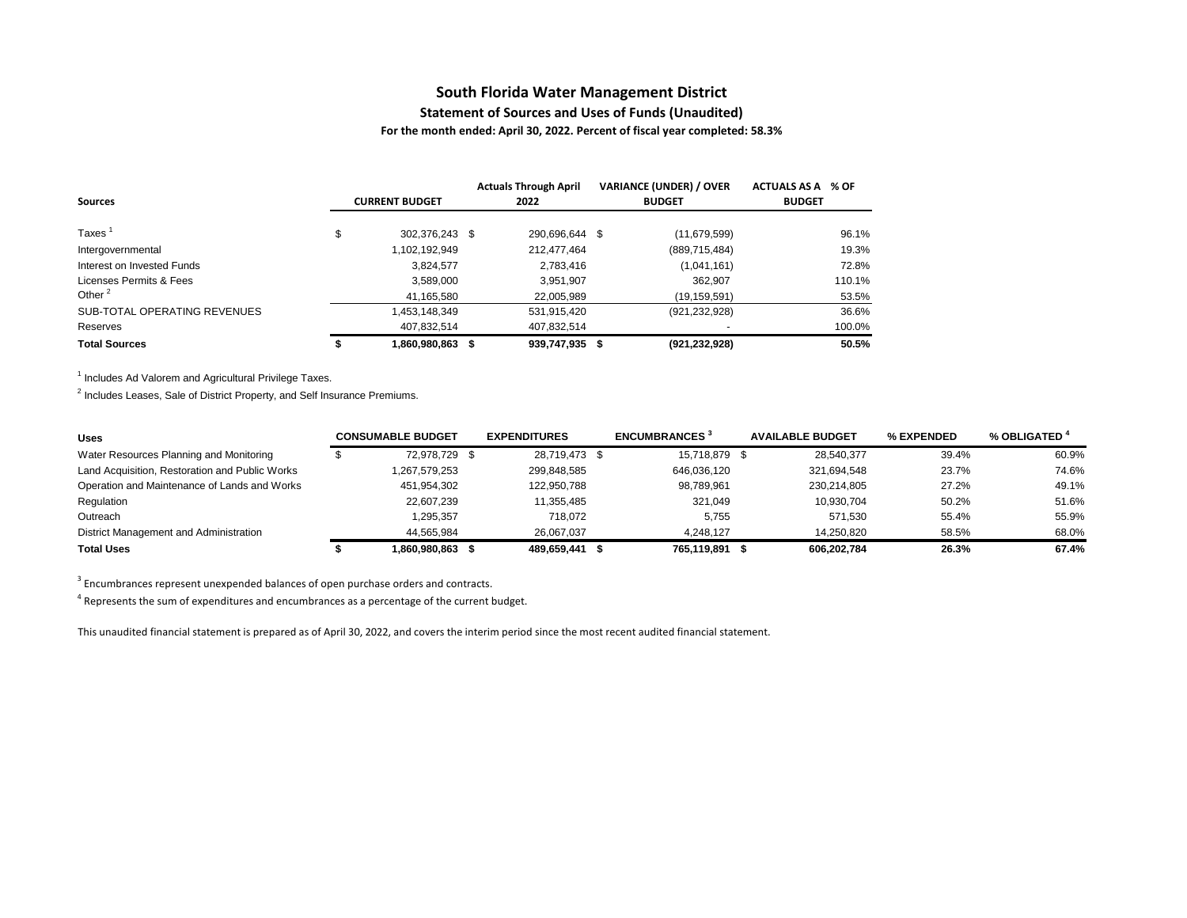# South Florida Water Management District

## Statement of Sources and Uses of Funds (Unaudited)

### For the month ended: April 30, 2022. Percent of fiscal year completed: 58.3%

| Sources | CURRENT BUDGET | Actuals Through April 2022 | VARIANCE (UNDER) / OVER BUDGET | ACTUALS AS A % OF BUDGET |
|---|---|---|---|---|
| Taxes [1] | $ 302,376,243 | $ 290,696,644 | $ (11,679,599) | 96.1% |
| Intergovernmental | 1,102,192,949 | 212,477,464 | (889,715,484) | 19.3% |
| Interest on Invested Funds | 3,824,577 | 2,783,416 | (1,041,161) | 72.8% |
| Licenses Permits & Fees | 3,589,000 | 3,951,907 | 362,907 | 110.1% |
| Other [2] | 41,165,580 | 22,005,989 | (19,159,591) | 53.5% |
| SUB-TOTAL OPERATING REVENUES | 1,453,148,349 | 531,915,420 | (921,232,928) | 36.6% |
| Reserves | 407,832,514 | 407,832,514 | - | 100.0% |
| **Total Sources** | **$ 1,860,980,863** | **$ 939,747,935** | **$ (921,232,928)** | **50.5%** |

[1] Includes Ad Valorem and Agricultural Privilege Taxes.

[2] Includes Leases, Sale of District Property, and Self Insurance Premiums.

| Uses | CONSUMABLE BUDGET | EXPENDITURES | ENCUMBRANCES [3] | AVAILABLE BUDGET | % EXPENDED | % OBLIGATED [4] |
|---|---|---|---|---|---|---|
| Water Resources Planning and Monitoring | $ 72,978,729 | $ 28,719,473 | $ 15,718,879 | $ 28,540,377 | 39.4% | 60.9% |
| Land Acquisition, Restoration and Public Works | 1,267,579,253 | 299,848,585 | 646,036,120 | 321,694,548 | 23.7% | 74.6% |
| Operation and Maintenance of Lands and Works | 451,954,302 | 122,950,788 | 98,789,961 | 230,214,805 | 27.2% | 49.1% |
| Regulation | 22,607,239 | 11,355,485 | 321,049 | 10,930,704 | 50.2% | 51.6% |
| Outreach | 1,295,357 | 718,072 | 5,755 | 571,530 | 55.4% | 55.9% |
| District Management and Administration | 44,565,984 | 26,067,037 | 4,248,127 | 14,250,820 | 58.5% | 68.0% |
| **Total Uses** | **$ 1,860,980,863** | **$ 489,659,441** | **$ 765,119,891** | **$ 606,202,784** | **26.3%** | **67.4%** |

[3] Encumbrances represent unexpended balances of open purchase orders and contracts.

[4] Represents the sum of expenditures and encumbrances as a percentage of the current budget.

This unaudited financial statement is prepared as of April 30, 2022, and covers the interim period since the most recent audited financial statement.